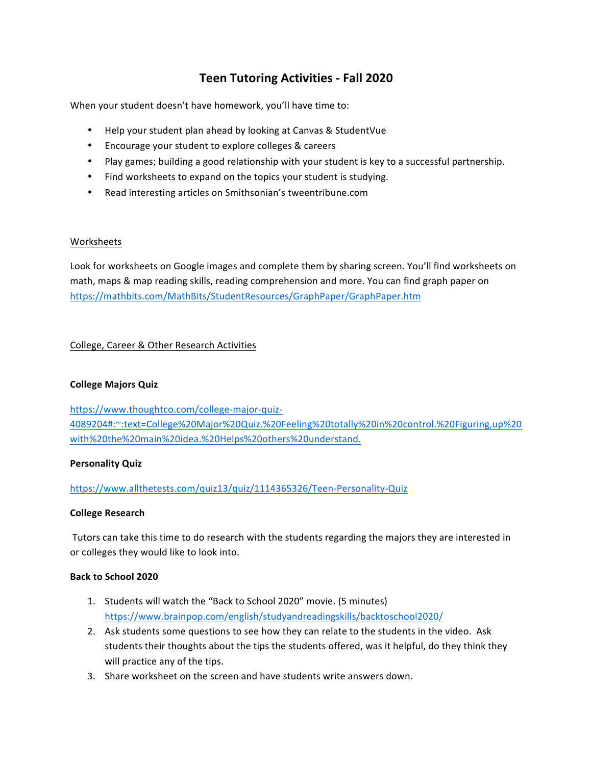# Teen Tutoring Activities - Fall 2020

When your student doesn't have homework, you'll have time to:

- Help your student plan ahead by looking at Canvas & StudentVue
- Encourage your student to explore colleges & careers
- Play games; building a good relationship with your student is key to a successful partnership.
- Find worksheets to expand on the topics your student is studying.
- Read interesting articles on Smithsonian's tweentribune.com

## Worksheets

Look for worksheets on Google images and complete them by sharing screen. You'll find worksheets on math, maps & map reading skills, reading comprehension and more. You can find graph paper on https://mathbits.com/MathBits/StudentResources/GraphPaper/GraphPaper.htm

## College, Career & Other Research Activities

**College Majors Quiz**

https://www.thoughtco.com/college-major-quiz-4089204#:~:text=College%20Major%20Quiz.%20Feeling%20totally%20in%20control.%20Figuring,up%20with%20the%20main%20idea.%20Helps%20others%20understand.

**Personality Quiz**

https://www.allthetests.com/quiz13/quiz/1114365326/Teen-Personality-Quiz

**College Research**

Tutors can take this time to do research with the students regarding the majors they are interested in or colleges they would like to look into.

**Back to School 2020**

1. Students will watch the "Back to School 2020" movie. (5 minutes) https://www.brainpop.com/english/studyandreadingskills/backtoschool2020/
2. Ask students some questions to see how they can relate to the students in the video. Ask students their thoughts about the tips the students offered, was it helpful, do they think they will practice any of the tips.
3. Share worksheet on the screen and have students write answers down.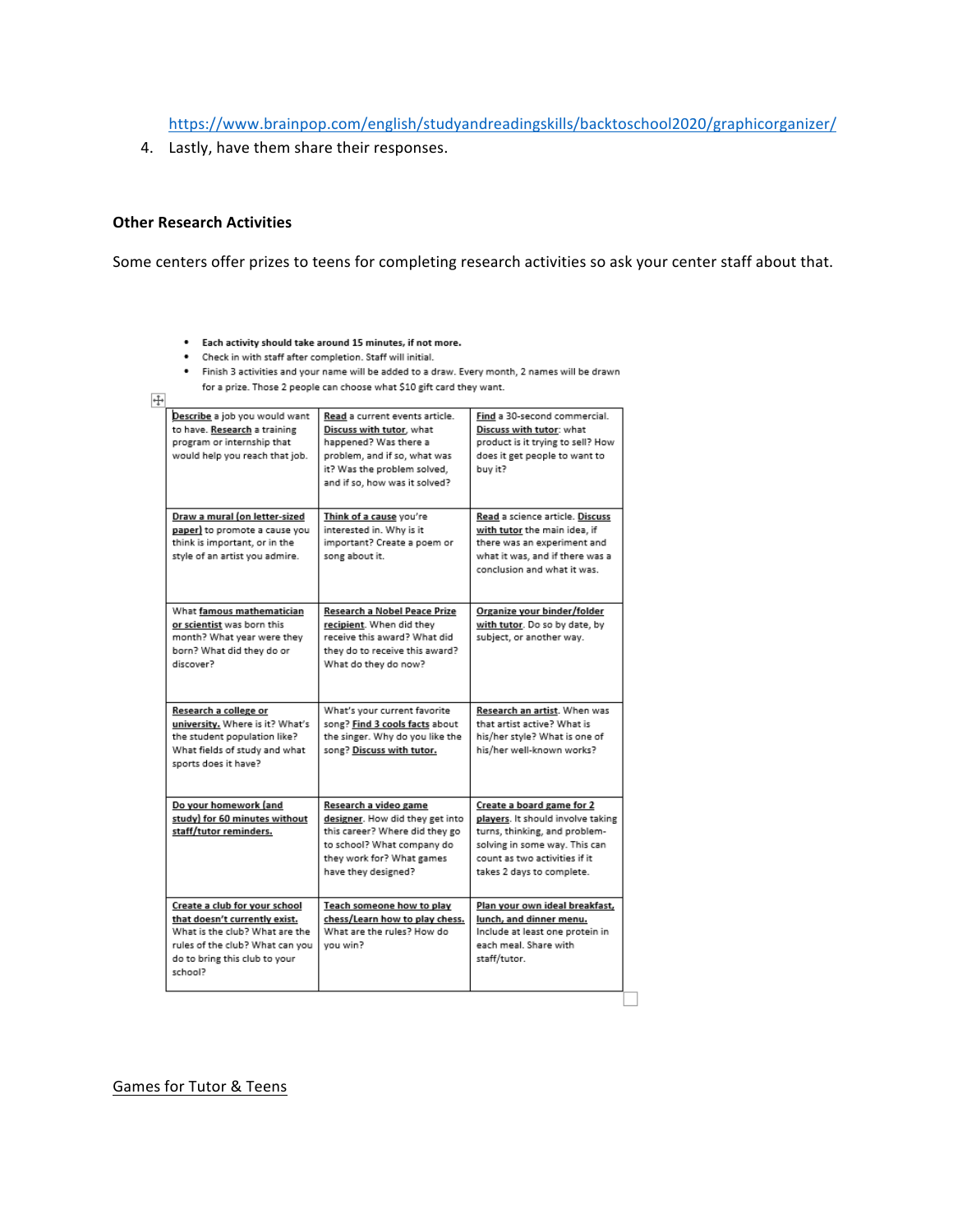https://www.brainpop.com/english/studyandreadingskills/backtoschool2020/graphicorganizer/

4. Lastly, have them share their responses.

**Other Research Activities**

Some centers offer prizes to teens for completing research activities so ask your center staff about that.

- **Each activity should take around 15 minutes, if not more.**
- Check in with staff after completion. Staff will initial.
- Finish 3 activities and your name will be added to a draw. Every month, 2 names will be drawn for a prize. Those 2 people can choose what $10 gift card they want.

| | | |
|---|---|---|
| **Describe** a job you would want to have. **Research** a training program or internship that would help you reach that job. | **Read** a current events article. **Discuss with tutor**, what happened? Was there a problem, and if so, what was it? Was the problem solved, and if so, how was it solved? | **Find** a 30-second commercial. **Discuss with tutor**: what product is it trying to sell? How does it get people to want to buy it? |
| **Draw a mural (on letter-sized paper)** to promote a cause you think is important, or in the style of an artist you admire. | **Think of a cause** you're interested in. Why is it important? Create a poem or song about it. | **Read** a science article. **Discuss with tutor** the main idea, if there was an experiment and what it was, and if there was a conclusion and what it was. |
| What **famous mathematician or scientist** was born this month? What year were they born? What did they do or discover? | **Research a Nobel Peace Prize recipient**. When did they receive this award? What did they do to receive this award? What do they do now? | **Organize your binder/folder with tutor**. Do so by date, by subject, or another way. |
| **Research a college or university.** Where is it? What's the student population like? What fields of study and what sports does it have? | What's your current favorite song? **Find 3 cools facts** about the singer. Why do you like the song? **Discuss with tutor.** | **Research an artist**. When was that artist active? What is his/her style? What is one of his/her well-known works? |
| **Do your homework (and study) for 60 minutes without staff/tutor reminders.** | **Research a video game designer**. How did they get into this career? Where did they go to school? What company do they work for? What games have they designed? | **Create a board game for 2 players**. It should involve taking turns, thinking, and problem-solving in some way. This can count as two activities if it takes 2 days to complete. |
| **Create a club for your school that doesn't currently exist.** What is the club? What are the rules of the club? What can you do to bring this club to your school? | **Teach someone how to play chess/Learn how to play chess.** What are the rules? How do you win? | **Plan your own ideal breakfast, lunch, and dinner menu.** Include at least one protein in each meal. Share with staff/tutor. |

<u>Games for Tutor & Teens</u>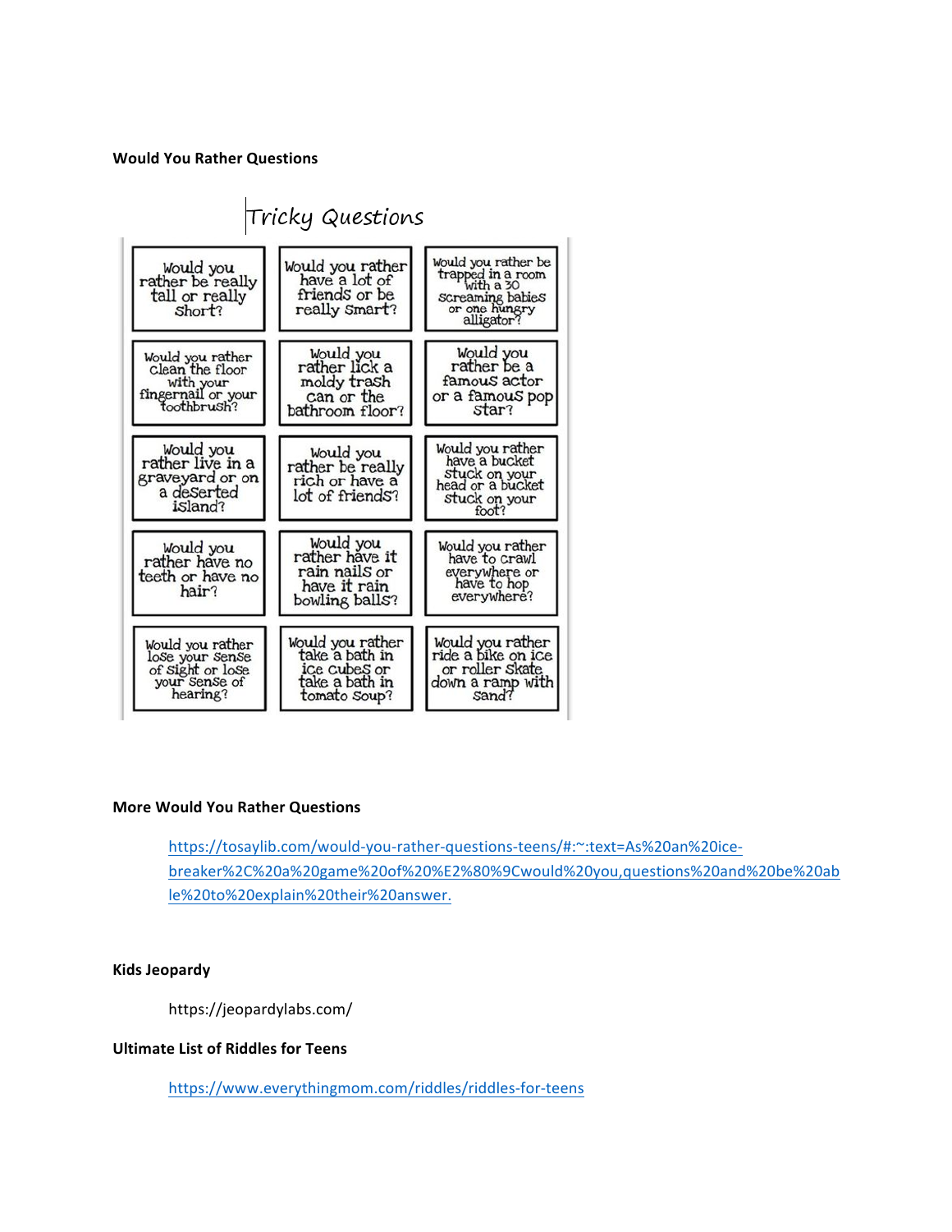**Would You Rather Questions**

Tricky Questions

| | | |
|---|---|---|
| Would you rather be really tall or really short? | Would you rather have a lot of friends or be really smart? | Would you rather be trapped in a room with a 30 screaming babies or one hungry alligator? |
| Would you rather clean the floor with your fingernail or your toothbrush? | Would you rather lick a moldy trash can or the bathroom floor? | Would you rather be a famous actor or a famous pop star? |
| Would you rather live in a graveyard or on a deserted island? | Would you rather be really rich or have a lot of friends? | Would you rather have a bucket stuck on your head or a bucket stuck on your foot? |
| Would you rather have no teeth or have no hair? | Would you rather have it rain nails or have it rain bowling balls? | Would you rather have to crawl everywhere or have to hop everywhere? |
| Would you rather lose your sense of sight or lose your sense of hearing? | Would you rather take a bath in ice cubes or take a bath in tomato soup? | Would you rather ride a bike on ice or roller skate down a ramp with sand? |

**More Would You Rather Questions**

https://tosaylib.com/would-you-rather-questions-teens/#:~:text=As%20an%20ice-breaker%2C%20a%20game%20of%20%E2%80%9Cwould%20you,questions%20and%20be%20able%20to%20explain%20their%20answer.

**Kids Jeopardy**

https://jeopardylabs.com/

**Ultimate List of Riddles for Teens**

https://www.everythingmom.com/riddles/riddles-for-teens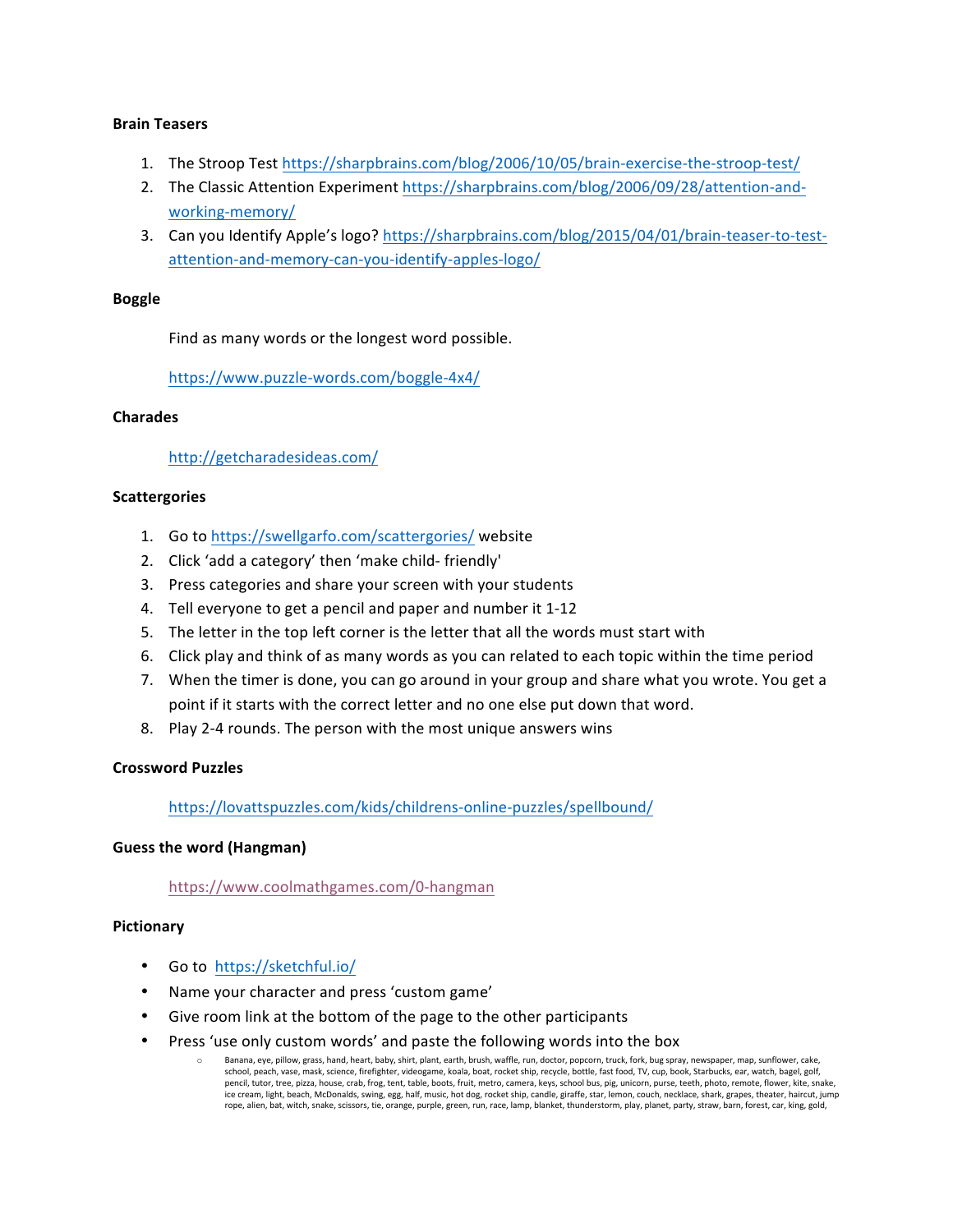**Brain Teasers**

1. The Stroop Test https://sharpbrains.com/blog/2006/10/05/brain-exercise-the-stroop-test/
2. The Classic Attention Experiment https://sharpbrains.com/blog/2006/09/28/attention-and-working-memory/
3. Can you Identify Apple's logo? https://sharpbrains.com/blog/2015/04/01/brain-teaser-to-test-attention-and-memory-can-you-identify-apples-logo/

**Boggle**

Find as many words or the longest word possible.

https://www.puzzle-words.com/boggle-4x4/

**Charades**

http://getcharadesideas.com/

**Scattergories**

1. Go to https://swellgarfo.com/scattergories/ website
2. Click 'add a category' then 'make child- friendly'
3. Press categories and share your screen with your students
4. Tell everyone to get a pencil and paper and number it 1-12
5. The letter in the top left corner is the letter that all the words must start with
6. Click play and think of as many words as you can related to each topic within the time period
7. When the timer is done, you can go around in your group and share what you wrote. You get a point if it starts with the correct letter and no one else put down that word.
8. Play 2-4 rounds. The person with the most unique answers wins

**Crossword Puzzles**

https://lovattspuzzles.com/kids/childrens-online-puzzles/spellbound/

**Guess the word (Hangman)**

https://www.coolmathgames.com/0-hangman

**Pictionary**

- Go to https://sketchful.io/
- Name your character and press 'custom game'
- Give room link at the bottom of the page to the other participants
- Press 'use only custom words' and paste the following words into the box
  - Banana, eye, pillow, grass, hand, heart, baby, shirt, plant, earth, brush, waffle, run, doctor, popcorn, truck, fork, bug spray, newspaper, map, sunflower, cake, school, peach, vase, mask, science, firefighter, videogame, koala, boat, rocket ship, recycle, bottle, fast food, TV, cup, book, Starbucks, ear, watch, bagel, golf, pencil, tutor, tree, pizza, house, crab, frog, tent, table, boots, fruit, metro, camera, keys, school bus, pig, unicorn, purse, teeth, photo, remote, flower, kite, snake, ice cream, light, beach, McDonalds, swing, egg, half, music, hot dog, rocket ship, candle, giraffe, star, lemon, couch, necklace, shark, grapes, theater, haircut, jump rope, alien, bat, witch, snake, scissors, tie, orange, purple, green, run, race, lamp, blanket, thunderstorm, play, planet, party, straw, barn, forest, car, king, gold,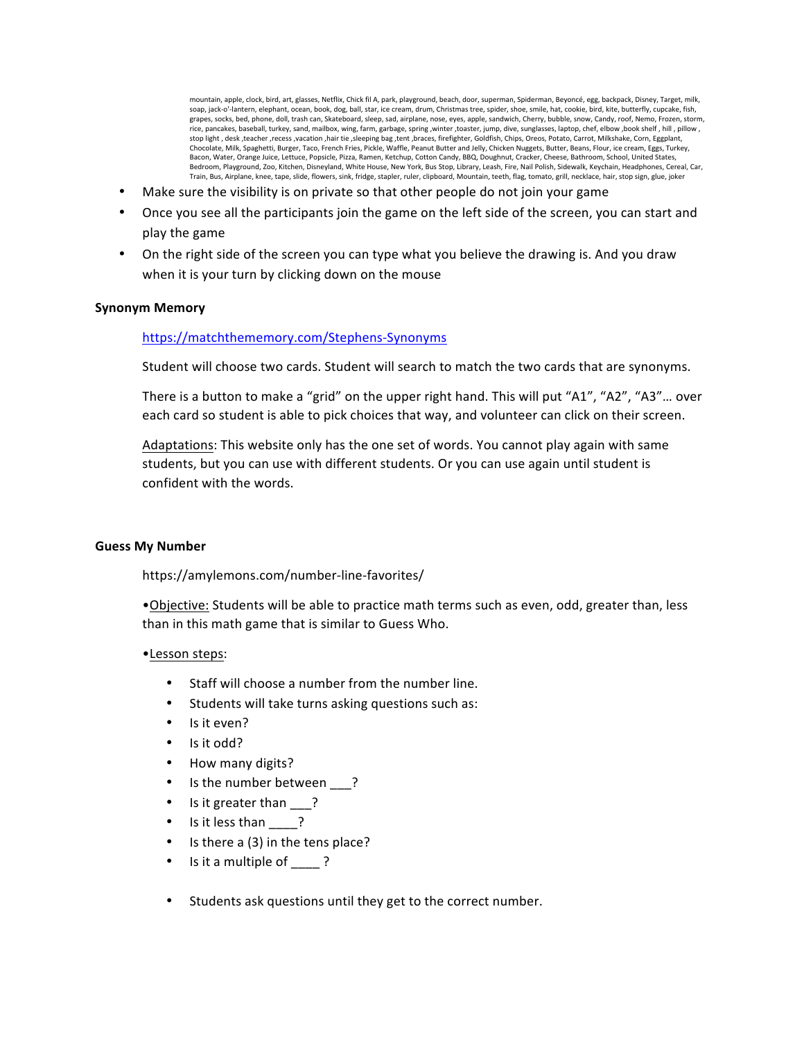mountain, apple, clock, bird, art, glasses, Netflix, Chick fil A, park, playground, beach, door, superman, Spiderman, Beyoncé, egg, backpack, Disney, Target, milk, soap, jack-o'-lantern, elephant, ocean, book, dog, ball, star, ice cream, drum, Christmas tree, spider, shoe, smile, hat, cookie, bird, kite, butterfly, cupcake, fish, grapes, socks, bed, phone, doll, trash can, Skateboard, sleep, sad, airplane, nose, eyes, apple, sandwich, Cherry, bubble, snow, Candy, roof, Nemo, Frozen, storm, rice, pancakes, baseball, turkey, sand, mailbox, wing, farm, garbage, spring ,winter ,toaster, jump, dive, sunglasses, laptop, chef, elbow ,book shelf , hill , pillow , stop light , desk ,teacher ,recess ,vacation ,hair tie ,sleeping bag ,tent ,braces, firefighter, Goldfish, Chips, Oreos, Potato, Carrot, Milkshake, Corn, Eggplant, Chocolate, Milk, Spaghetti, Burger, Taco, French Fries, Pickle, Waffle, Peanut Butter and Jelly, Chicken Nuggets, Butter, Beans, Flour, ice cream, Eggs, Turkey, Bacon, Water, Orange Juice, Lettuce, Popsicle, Pizza, Ramen, Ketchup, Cotton Candy, BBQ, Doughnut, Cracker, Cheese, Bathroom, School, United States, Bedroom, Playground, Zoo, Kitchen, Disneyland, White House, New York, Bus Stop, Library, Leash, Fire, Nail Polish, Sidewalk, Keychain, Headphones, Cereal, Car, Train, Bus, Airplane, knee, tape, slide, flowers, sink, fridge, stapler, ruler, clipboard, Mountain, teeth, flag, tomato, grill, necklace, hair, stop sign, glue, joker

- Make sure the visibility is on private so that other people do not join your game
- Once you see all the participants join the game on the left side of the screen, you can start and play the game
- On the right side of the screen you can type what you believe the drawing is. And you draw when it is your turn by clicking down on the mouse

**Synonym Memory**

https://matchthememory.com/Stephens-Synonyms

Student will choose two cards. Student will search to match the two cards that are synonyms.

There is a button to make a "grid" on the upper right hand. This will put "A1", "A2", "A3"… over each card so student is able to pick choices that way, and volunteer can click on their screen.

Adaptations: This website only has the one set of words. You cannot play again with same students, but you can use with different students. Or you can use again until student is confident with the words.

**Guess My Number**

https://amylemons.com/number-line-favorites/

•Objective: Students will be able to practice math terms such as even, odd, greater than, less than in this math game that is similar to Guess Who.

•Lesson steps:

- Staff will choose a number from the number line.
- Students will take turns asking questions such as:
- Is it even?
- Is it odd?
- How many digits?
- Is the number between ___?
- Is it greater than ___?
- Is it less than ____?
- Is there a (3) in the tens place?
- Is it a multiple of ____ ?

- Students ask questions until they get to the correct number.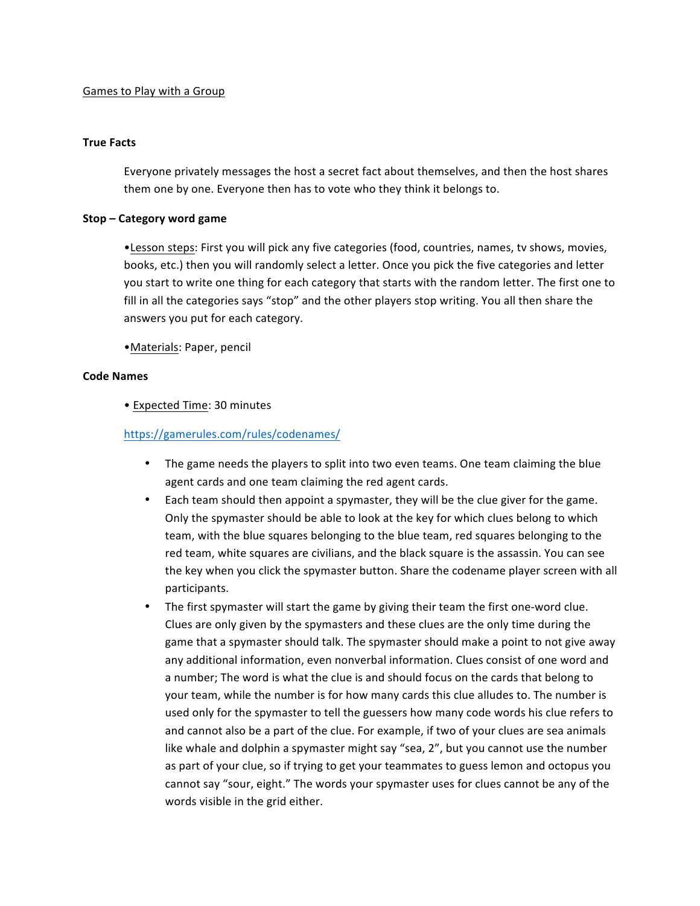Games to Play with a Group

**True Facts**

Everyone privately messages the host a secret fact about themselves, and then the host shares them one by one. Everyone then has to vote who they think it belongs to.

**Stop – Category word game**

•Lesson steps: First you will pick any five categories (food, countries, names, tv shows, movies, books, etc.) then you will randomly select a letter. Once you pick the five categories and letter you start to write one thing for each category that starts with the random letter. The first one to fill in all the categories says "stop" and the other players stop writing. You all then share the answers you put for each category.

•Materials: Paper, pencil

**Code Names**

• Expected Time: 30 minutes

https://gamerules.com/rules/codenames/

- The game needs the players to split into two even teams. One team claiming the blue agent cards and one team claiming the red agent cards.
- Each team should then appoint a spymaster, they will be the clue giver for the game. Only the spymaster should be able to look at the key for which clues belong to which team, with the blue squares belonging to the blue team, red squares belonging to the red team, white squares are civilians, and the black square is the assassin. You can see the key when you click the spymaster button. Share the codename player screen with all participants.
- The first spymaster will start the game by giving their team the first one-word clue. Clues are only given by the spymasters and these clues are the only time during the game that a spymaster should talk. The spymaster should make a point to not give away any additional information, even nonverbal information. Clues consist of one word and a number; The word is what the clue is and should focus on the cards that belong to your team, while the number is for how many cards this clue alludes to. The number is used only for the spymaster to tell the guessers how many code words his clue refers to and cannot also be a part of the clue. For example, if two of your clues are sea animals like whale and dolphin a spymaster might say "sea, 2", but you cannot use the number as part of your clue, so if trying to get your teammates to guess lemon and octopus you cannot say "sour, eight." The words your spymaster uses for clues cannot be any of the words visible in the grid either.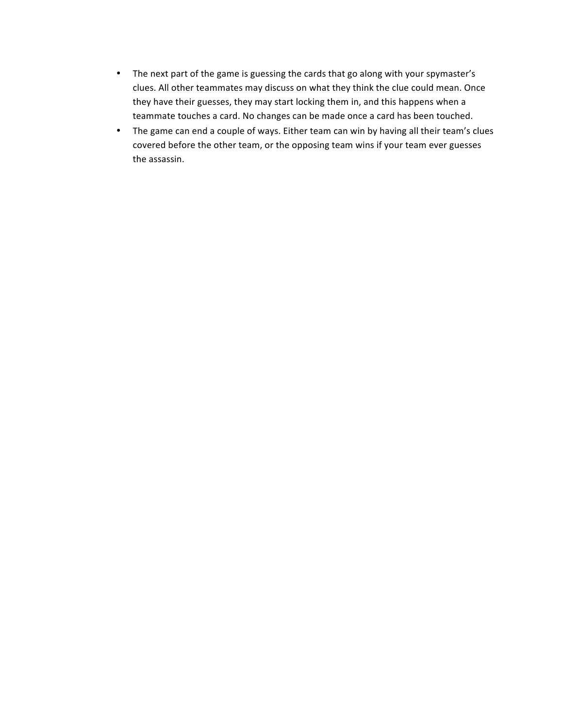- The next part of the game is guessing the cards that go along with your spymaster's clues. All other teammates may discuss on what they think the clue could mean. Once they have their guesses, they may start locking them in, and this happens when a teammate touches a card. No changes can be made once a card has been touched.
- The game can end a couple of ways. Either team can win by having all their team's clues covered before the other team, or the opposing team wins if your team ever guesses the assassin.